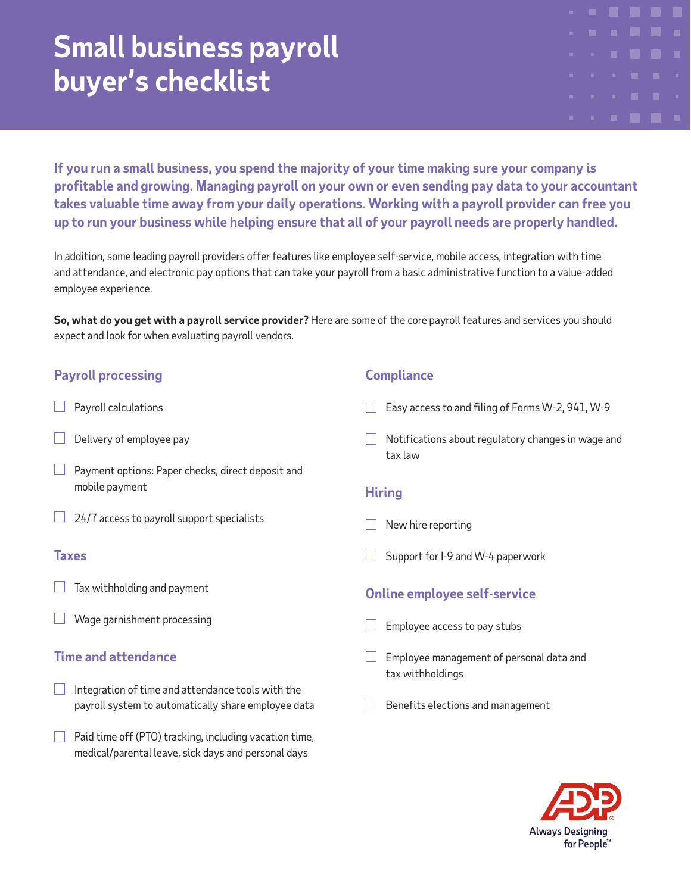# Small business payroll buyer's checklist

**If you run a small business, you spend the majority of your time making sure your company is profitable and growing. Managing payroll on your own or even sending pay data to your accountant takes valuable time away from your daily operations. Working with a payroll provider can free you up to run your business while helping ensure that all of your payroll needs are properly handled.**

In addition, some leading payroll providers offer features like employee self-service, mobile access, integration with time and attendance, and electronic pay options that can take your payroll from a basic administrative function to a value-added employee experience.

**So, what do you get with a payroll service provider?** Here are some of the core payroll features and services you should expect and look for when evaluating payroll vendors.

## Payroll processing

- [ ] Payroll calculations
- [ ] Delivery of employee pay
- [ ] Payment options: Paper checks, direct deposit and mobile payment
- [ ] 24/7 access to payroll support specialists

## Taxes

- [ ] Tax withholding and payment
- [ ] Wage garnishment processing

## Time and attendance

- [ ] Integration of time and attendance tools with the payroll system to automatically share employee data
- [ ] Paid time off (PTO) tracking, including vacation time, medical/parental leave, sick days and personal days

## Compliance

- [ ] Easy access to and filing of Forms W-2, 941, W-9
- [ ] Notifications about regulatory changes in wage and tax law

## Hiring

- [ ] New hire reporting
- [ ] Support for I-9 and W-4 paperwork

## Online employee self-service

- [ ] Employee access to pay stubs
- [ ] Employee management of personal data and tax withholdings
- [ ] Benefits elections and management

ADP® Always Designing for People™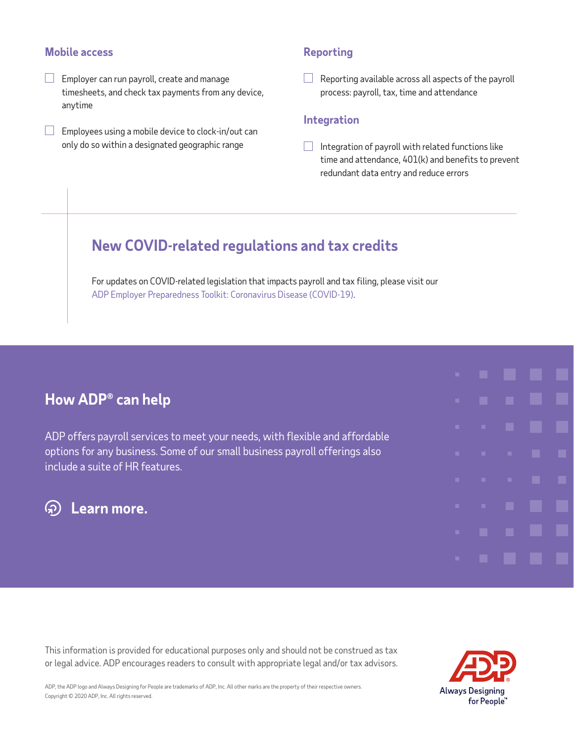### Mobile access

- ☐ Employer can run payroll, create and manage timesheets, and check tax payments from any device, anytime
- ☐ Employees using a mobile device to clock-in/out can only do so within a designated geographic range

### Reporting

- ☐ Reporting available across all aspects of the payroll process: payroll, tax, time and attendance

### Integration

- ☐ Integration of payroll with related functions like time and attendance, 401(k) and benefits to prevent redundant data entry and reduce errors

## New COVID-related regulations and tax credits

For updates on COVID-related legislation that impacts payroll and tax filing, please visit our ADP Employer Preparedness Toolkit: Coronavirus Disease (COVID-19).

## How ADP® can help

ADP offers payroll services to meet your needs, with flexible and affordable options for any business. Some of our small business payroll offerings also include a suite of HR features.

**Learn more.**

This information is provided for educational purposes only and should not be construed as tax or legal advice. ADP encourages readers to consult with appropriate legal and/or tax advisors.

ADP, the ADP logo and Always Designing for People are trademarks of ADP, Inc. All other marks are the property of their respective owners. Copyright © 2020 ADP, Inc. All rights reserved.

ADP® Always Designing for People™